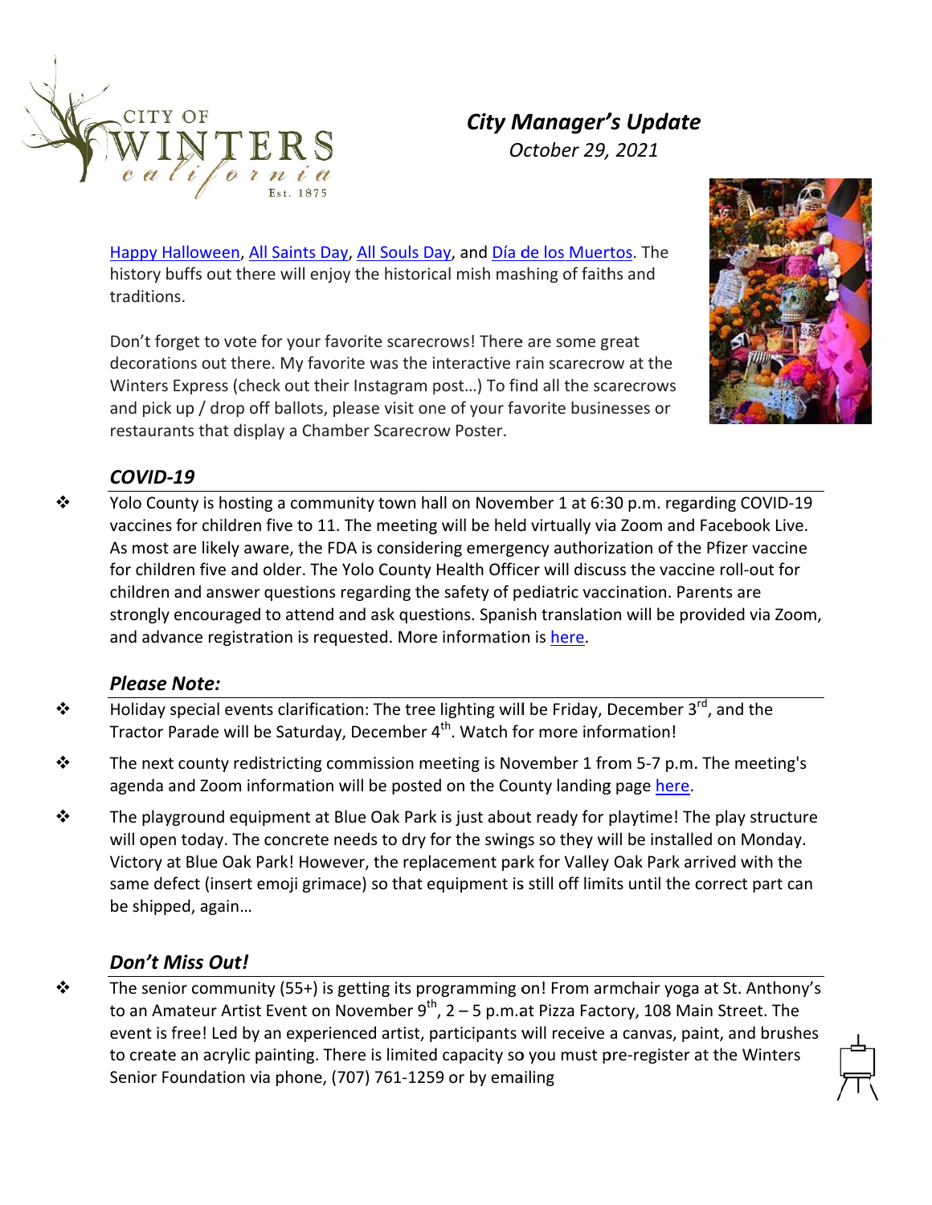# City Manager's Update

*October 29, 2021*

Happy Halloween, All Saints Day, All Souls Day, and Día de los Muertos. The history buffs out there will enjoy the historical mish mashing of faiths and traditions.

Don't forget to vote for your favorite scarecrows! There are some great decorations out there. My favorite was the interactive rain scarecrow at the Winters Express (check out their Instagram post…) To find all the scarecrows and pick up / drop off ballots, please visit one of your favorite businesses or restaurants that display a Chamber Scarecrow Poster.

## *COVID-19*

- Yolo County is hosting a community town hall on November 1 at 6:30 p.m. regarding COVID-19 vaccines for children five to 11. The meeting will be held virtually via Zoom and Facebook Live. As most are likely aware, the FDA is considering emergency authorization of the Pfizer vaccine for children five and older. The Yolo County Health Officer will discuss the vaccine roll-out for children and answer questions regarding the safety of pediatric vaccination. Parents are strongly encouraged to attend and ask questions. Spanish translation will be provided via Zoom, and advance registration is requested. More information is here.

## *Please Note:*

- Holiday special events clarification: The tree lighting will be Friday, December 3rd, and the Tractor Parade will be Saturday, December 4th. Watch for more information!
- The next county redistricting commission meeting is November 1 from 5-7 p.m. The meeting's agenda and Zoom information will be posted on the County landing page here.
- The playground equipment at Blue Oak Park is just about ready for playtime! The play structure will open today. The concrete needs to dry for the swings so they will be installed on Monday. Victory at Blue Oak Park! However, the replacement park for Valley Oak Park arrived with the same defect (insert emoji grimace) so that equipment is still off limits until the correct part can be shipped, again…

## *Don't Miss Out!*

- The senior community (55+) is getting its programming on! From armchair yoga at St. Anthony's to an Amateur Artist Event on November 9th, 2 – 5 p.m.at Pizza Factory, 108 Main Street. The event is free! Led by an experienced artist, participants will receive a canvas, paint, and brushes to create an acrylic painting. There is limited capacity so you must pre-register at the Winters Senior Foundation via phone, (707) 761-1259 or by emailing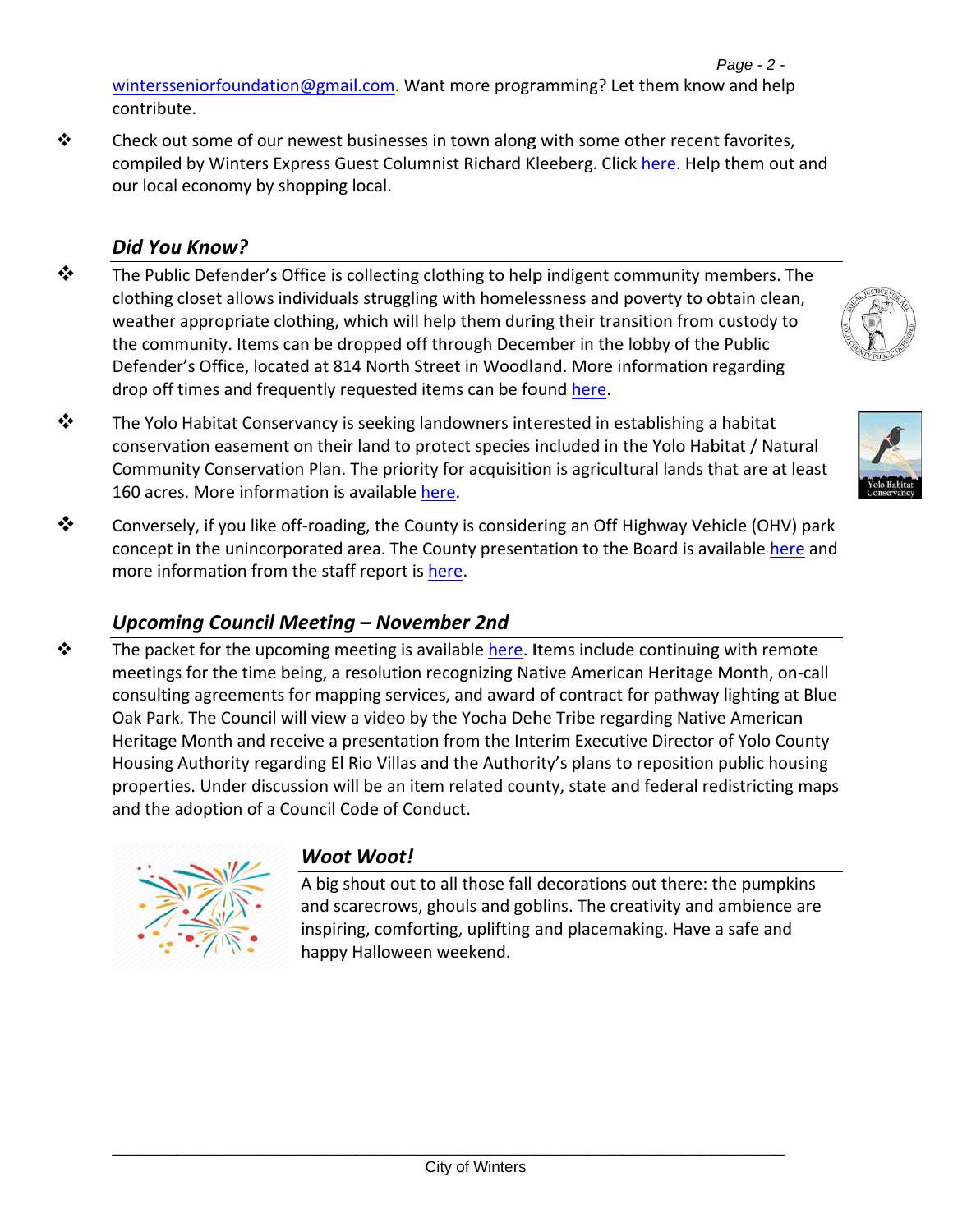wintersseniorfoundation@gmail.com. Want more programming? Let them know and help contribute.

- Check out some of our newest businesses in town along with some other recent favorites, compiled by Winters Express Guest Columnist Richard Kleeberg. Click here. Help them out and our local economy by shopping local.

## *Did You Know?*

- The Public Defender's Office is collecting clothing to help indigent community members. The clothing closet allows individuals struggling with homelessness and poverty to obtain clean, weather appropriate clothing, which will help them during their transition from custody to the community. Items can be dropped off through December in the lobby of the Public Defender's Office, located at 814 North Street in Woodland. More information regarding drop off times and frequently requested items can be found here.

- The Yolo Habitat Conservancy is seeking landowners interested in establishing a habitat conservation easement on their land to protect species included in the Yolo Habitat / Natural Community Conservation Plan. The priority for acquisition is agricultural lands that are at least 160 acres. More information is available here.

- Conversely, if you like off-roading, the County is considering an Off Highway Vehicle (OHV) park concept in the unincorporated area. The County presentation to the Board is available here and more information from the staff report is here.

## *Upcoming Council Meeting – November 2nd*

- The packet for the upcoming meeting is available here. Items include continuing with remote meetings for the time being, a resolution recognizing Native American Heritage Month, on-call consulting agreements for mapping services, and award of contract for pathway lighting at Blue Oak Park. The Council will view a video by the Yocha Dehe Tribe regarding Native American Heritage Month and receive a presentation from the Interim Executive Director of Yolo County Housing Authority regarding El Rio Villas and the Authority's plans to reposition public housing properties. Under discussion will be an item related county, state and federal redistricting maps and the adoption of a Council Code of Conduct.

## *Woot Woot!*

A big shout out to all those fall decorations out there: the pumpkins and scarecrows, ghouls and goblins. The creativity and ambience are inspiring, comforting, uplifting and placemaking. Have a safe and happy Halloween weekend.